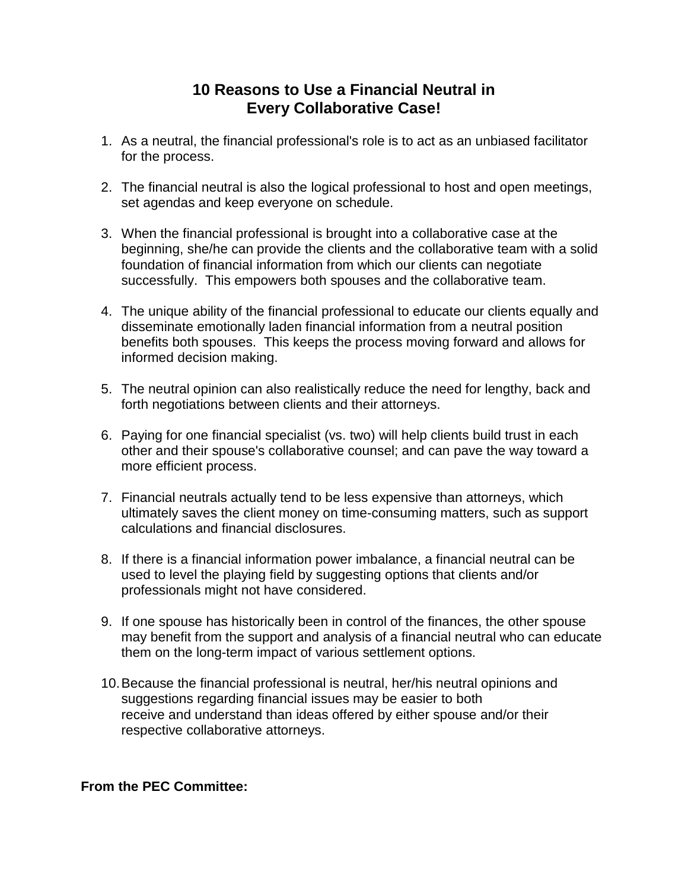# 10 Reasons to Use a Financial Neutral in Every Collaborative Case!

1. As a neutral, the financial professional's role is to act as an unbiased facilitator for the process.

2. The financial neutral is also the logical professional to host and open meetings, set agendas and keep everyone on schedule.

3. When the financial professional is brought into a collaborative case at the beginning, she/he can provide the clients and the collaborative team with a solid foundation of financial information from which our clients can negotiate successfully. This empowers both spouses and the collaborative team.

4. The unique ability of the financial professional to educate our clients equally and disseminate emotionally laden financial information from a neutral position benefits both spouses. This keeps the process moving forward and allows for informed decision making.

5. The neutral opinion can also realistically reduce the need for lengthy, back and forth negotiations between clients and their attorneys.

6. Paying for one financial specialist (vs. two) will help clients build trust in each other and their spouse's collaborative counsel; and can pave the way toward a more efficient process.

7. Financial neutrals actually tend to be less expensive than attorneys, which ultimately saves the client money on time-consuming matters, such as support calculations and financial disclosures.

8. If there is a financial information power imbalance, a financial neutral can be used to level the playing field by suggesting options that clients and/or professionals might not have considered.

9. If one spouse has historically been in control of the finances, the other spouse may benefit from the support and analysis of a financial neutral who can educate them on the long-term impact of various settlement options.

10. Because the financial professional is neutral, her/his neutral opinions and suggestions regarding financial issues may be easier to both receive and understand than ideas offered by either spouse and/or their respective collaborative attorneys.

**From the PEC Committee:**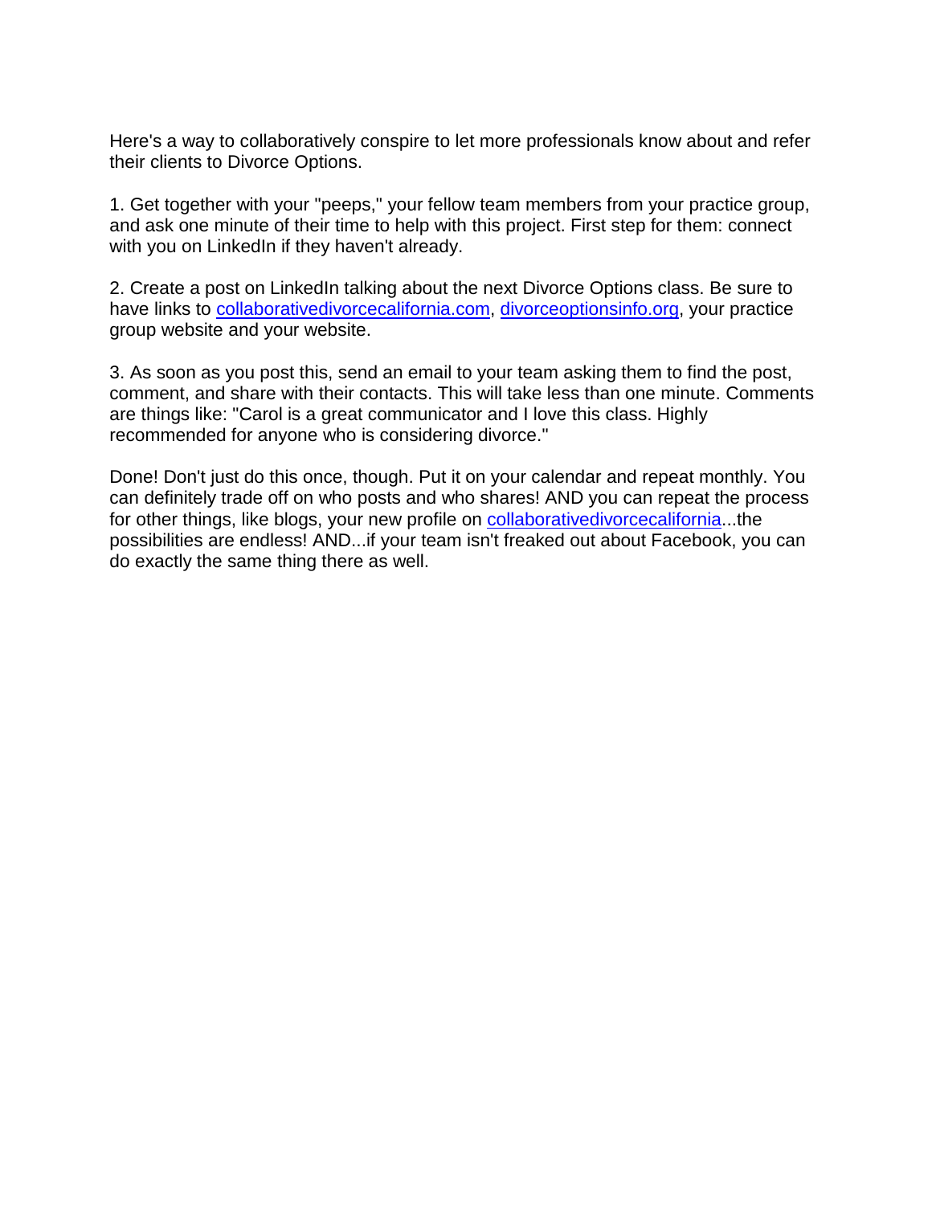Here's a way to collaboratively conspire to let more professionals know about and refer their clients to Divorce Options.

1. Get together with your "peeps," your fellow team members from your practice group, and ask one minute of their time to help with this project. First step for them: connect with you on LinkedIn if they haven't already.

2. Create a post on LinkedIn talking about the next Divorce Options class. Be sure to have links to collaborativedivorcecalifornia.com, divorceoptionsinfo.org, your practice group website and your website.

3. As soon as you post this, send an email to your team asking them to find the post, comment, and share with their contacts. This will take less than one minute. Comments are things like: "Carol is a great communicator and I love this class. Highly recommended for anyone who is considering divorce."

Done! Don't just do this once, though. Put it on your calendar and repeat monthly. You can definitely trade off on who posts and who shares! AND you can repeat the process for other things, like blogs, your new profile on collaborativedivorcecalifornia...the possibilities are endless! AND...if your team isn't freaked out about Facebook, you can do exactly the same thing there as well.